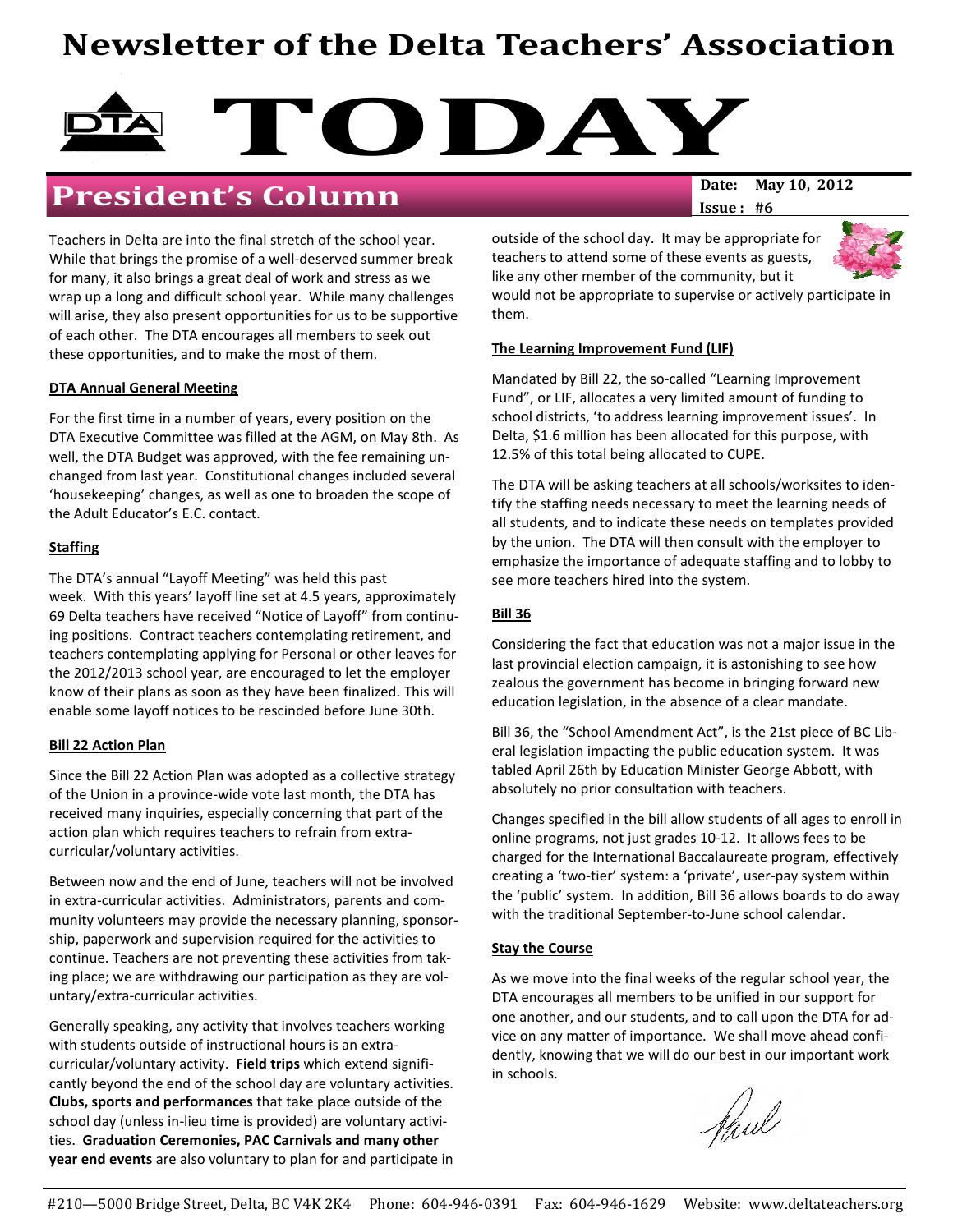# Newsletter of the Delta Teachers' Association

# TODAY

## President's Column

**Date: May 10, 2012**
**Issue : #6**

Teachers in Delta are into the final stretch of the school year. While that brings the promise of a well-deserved summer break for many, it also brings a great deal of work and stress as we wrap up a long and difficult school year. While many challenges will arise, they also present opportunities for us to be supportive of each other. The DTA encourages all members to seek out these opportunities, and to make the most of them.

### DTA Annual General Meeting

For the first time in a number of years, every position on the DTA Executive Committee was filled at the AGM, on May 8th. As well, the DTA Budget was approved, with the fee remaining unchanged from last year. Constitutional changes included several 'housekeeping' changes, as well as one to broaden the scope of the Adult Educator's E.C. contact.

### Staffing

The DTA's annual "Layoff Meeting" was held this past week. With this years' layoff line set at 4.5 years, approximately 69 Delta teachers have received "Notice of Layoff" from continuing positions. Contract teachers contemplating retirement, and teachers contemplating applying for Personal or other leaves for the 2012/2013 school year, are encouraged to let the employer know of their plans as soon as they have been finalized. This will enable some layoff notices to be rescinded before June 30th.

### Bill 22 Action Plan

Since the Bill 22 Action Plan was adopted as a collective strategy of the Union in a province-wide vote last month, the DTA has received many inquiries, especially concerning that part of the action plan which requires teachers to refrain from extra-curricular/voluntary activities.

Between now and the end of June, teachers will not be involved in extra-curricular activities. Administrators, parents and community volunteers may provide the necessary planning, sponsorship, paperwork and supervision required for the activities to continue. Teachers are not preventing these activities from taking place; we are withdrawing our participation as they are voluntary/extra-curricular activities.

Generally speaking, any activity that involves teachers working with students outside of instructional hours is an extra-curricular/voluntary activity. **Field trips** which extend significantly beyond the end of the school day are voluntary activities. **Clubs, sports and performances** that take place outside of the school day (unless in-lieu time is provided) are voluntary activities. **Graduation Ceremonies, PAC Carnivals and many other year end events** are also voluntary to plan for and participate in outside of the school day. It may be appropriate for teachers to attend some of these events as guests, like any other member of the community, but it would not be appropriate to supervise or actively participate in them.

### The Learning Improvement Fund (LIF)

Mandated by Bill 22, the so-called "Learning Improvement Fund", or LIF, allocates a very limited amount of funding to school districts, 'to address learning improvement issues'. In Delta, $1.6 million has been allocated for this purpose, with 12.5% of this total being allocated to CUPE.

The DTA will be asking teachers at all schools/worksites to identify the staffing needs necessary to meet the learning needs of all students, and to indicate these needs on templates provided by the union. The DTA will then consult with the employer to emphasize the importance of adequate staffing and to lobby to see more teachers hired into the system.

### Bill 36

Considering the fact that education was not a major issue in the last provincial election campaign, it is astonishing to see how zealous the government has become in bringing forward new education legislation, in the absence of a clear mandate.

Bill 36, the "School Amendment Act", is the 21st piece of BC Liberal legislation impacting the public education system. It was tabled April 26th by Education Minister George Abbott, with absolutely no prior consultation with teachers.

Changes specified in the bill allow students of all ages to enroll in online programs, not just grades 10-12. It allows fees to be charged for the International Baccalaureate program, effectively creating a 'two-tier' system: a 'private', user-pay system within the 'public' system. In addition, Bill 36 allows boards to do away with the traditional September-to-June school calendar.

### Stay the Course

As we move into the final weeks of the regular school year, the DTA encourages all members to be unified in our support for one another, and our students, and to call upon the DTA for advice on any matter of importance. We shall move ahead confidently, knowing that we will do our best in our important work in schools.

Paul

#210—5000 Bridge Street, Delta, BC V4K 2K4 Phone: 604-946-0391 Fax: 604-946-1629 Website: www.deltateachers.org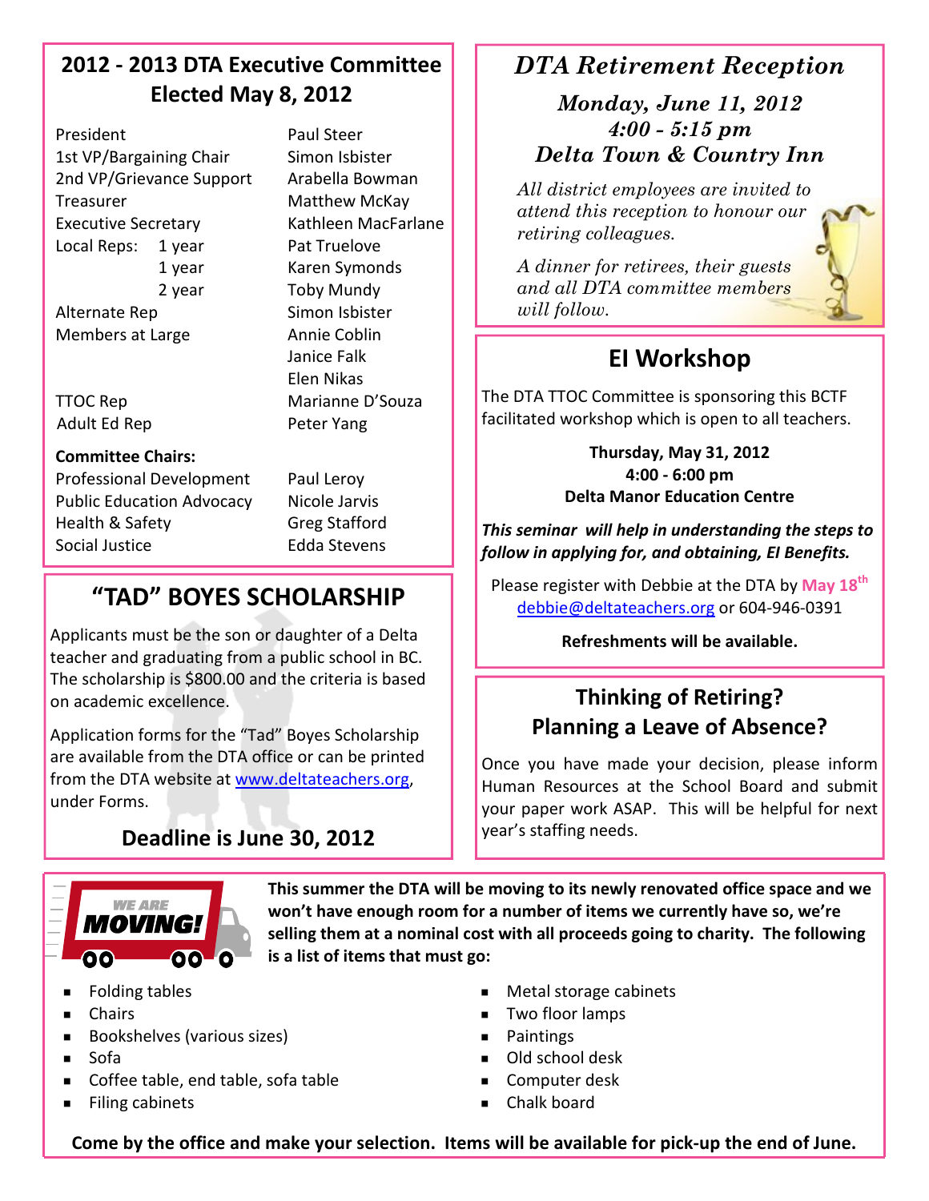## 2012 - 2013 DTA Executive Committee Elected May 8, 2012

| | |
|---|---|
| President | Paul Steer |
| 1st VP/Bargaining Chair | Simon Isbister |
| 2nd VP/Grievance Support | Arabella Bowman |
| Treasurer | Matthew McKay |
| Executive Secretary | Kathleen MacFarlane |
| Local Reps: 1 year | Pat Truelove |
| 1 year | Karen Symonds |
| 2 year | Toby Mundy |
| Alternate Rep | Simon Isbister |
| Members at Large | Annie Coblin |
| | Janice Falk |
| | Elen Nikas |
| TTOC Rep | Marianne D'Souza |
| Adult Ed Rep | Peter Yang |

**Committee Chairs:**

| | |
|---|---|
| Professional Development | Paul Leroy |
| Public Education Advocacy | Nicole Jarvis |
| Health & Safety | Greg Stafford |
| Social Justice | Edda Stevens |

## "TAD" BOYES SCHOLARSHIP

Applicants must be the son or daughter of a Delta teacher and graduating from a public school in BC. The scholarship is $800.00 and the criteria is based on academic excellence.

Application forms for the "Tad" Boyes Scholarship are available from the DTA office or can be printed from the DTA website at www.deltateachers.org, under Forms.

**Deadline is June 30, 2012**

## *DTA Retirement Reception*

***Monday, June 11, 2012***
***4:00 - 5:15 pm***
***Delta Town & Country Inn***

*All district employees are invited to attend this reception to honour our retiring colleagues.*

*A dinner for retirees, their guests and all DTA committee members will follow.*

## EI Workshop

The DTA TTOC Committee is sponsoring this BCTF facilitated workshop which is open to all teachers.

**Thursday, May 31, 2012**
**4:00 - 6:00 pm**
**Delta Manor Education Centre**

***This seminar will help in understanding the steps to follow in applying for, and obtaining, EI Benefits.***

Please register with Debbie at the DTA by **May 18th**
debbie@deltateachers.org or 604-946-0391

**Refreshments will be available.**

## Thinking of Retiring? Planning a Leave of Absence?

Once you have made your decision, please inform Human Resources at the School Board and submit your paper work ASAP. This will be helpful for next year's staffing needs.

WE ARE MOVING!

**This summer the DTA will be moving to its newly renovated office space and we won't have enough room for a number of items we currently have so, we're selling them at a nominal cost with all proceeds going to charity. The following is a list of items that must go:**

- Folding tables
- Chairs
- Bookshelves (various sizes)
- Sofa
- Coffee table, end table, sofa table
- Filing cabinets
- Metal storage cabinets
- Two floor lamps
- Paintings
- Old school desk
- Computer desk
- Chalk board

**Come by the office and make your selection. Items will be available for pick-up the end of June.**